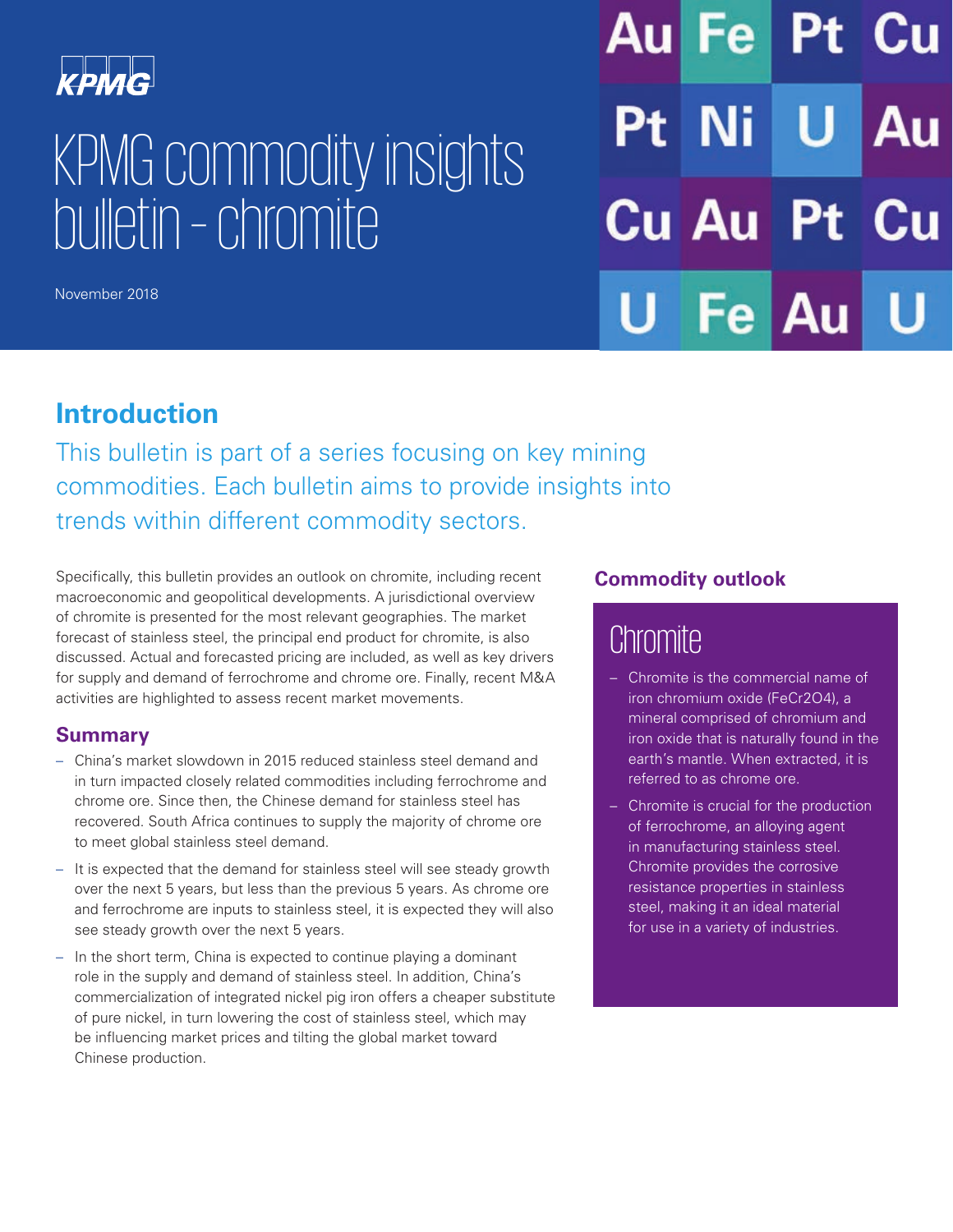KPMG

# KPMG commodity insights bulletin – chromite

November 2018

## Introduction

This bulletin is part of a series focusing on key mining commodities. Each bulletin aims to provide insights into trends within different commodity sectors.

Specifically, this bulletin provides an outlook on chromite, including recent macroeconomic and geopolitical developments. A jurisdictional overview of chromite is presented for the most relevant geographies. The market forecast of stainless steel, the principal end product for chromite, is also discussed. Actual and forecasted pricing are included, as well as key drivers for supply and demand of ferrochrome and chrome ore. Finally, recent M&A activities are highlighted to assess recent market movements.

### Summary

- China's market slowdown in 2015 reduced stainless steel demand and in turn impacted closely related commodities including ferrochrome and chrome ore. Since then, the Chinese demand for stainless steel has recovered. South Africa continues to supply the majority of chrome ore to meet global stainless steel demand.
- It is expected that the demand for stainless steel will see steady growth over the next 5 years, but less than the previous 5 years. As chrome ore and ferrochrome are inputs to stainless steel, it is expected they will also see steady growth over the next 5 years.
- In the short term, China is expected to continue playing a dominant role in the supply and demand of stainless steel. In addition, China's commercialization of integrated nickel pig iron offers a cheaper substitute of pure nickel, in turn lowering the cost of stainless steel, which may be influencing market prices and tilting the global market toward Chinese production.

### Commodity outlook

#### Chromite

- Chromite is the commercial name of iron chromium oxide ($FeCr_2O_4$), a mineral comprised of chromium and iron oxide that is naturally found in the earth's mantle. When extracted, it is referred to as chrome ore.
- Chromite is crucial for the production of ferrochrome, an alloying agent in manufacturing stainless steel. Chromite provides the corrosive resistance properties in stainless steel, making it an ideal material for use in a variety of industries.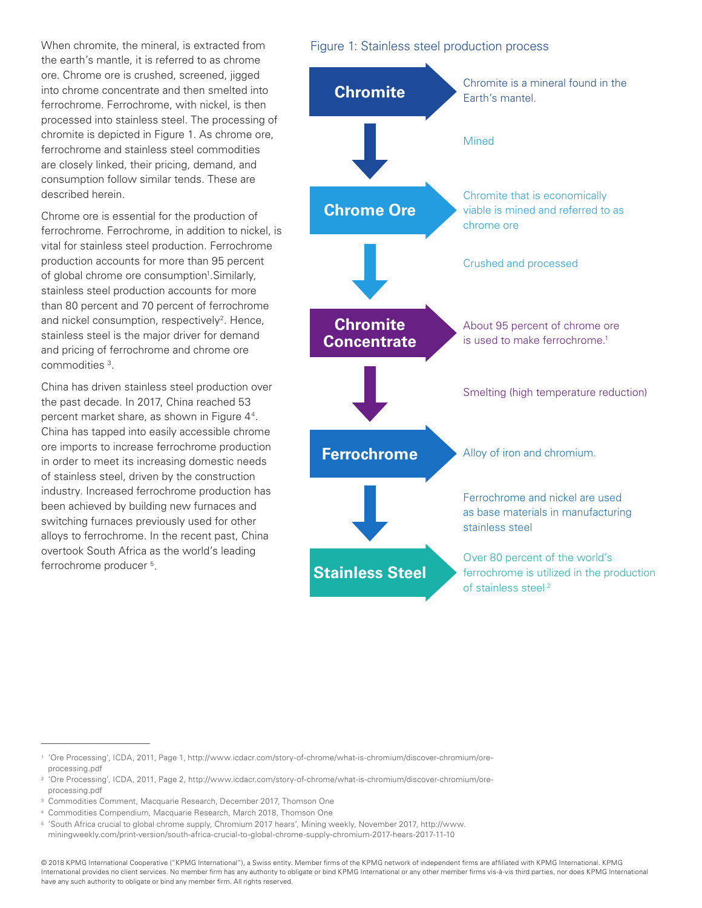When chromite, the mineral, is extracted from the earth's mantle, it is referred to as chrome ore. Chrome ore is crushed, screened, jigged into chrome concentrate and then smelted into ferrochrome. Ferrochrome, with nickel, is then processed into stainless steel. The processing of chromite is depicted in Figure 1. As chrome ore, ferrochrome and stainless steel commodities are closely linked, their pricing, demand, and consumption follow similar tends. These are described herein.

Chrome ore is essential for the production of ferrochrome. Ferrochrome, in addition to nickel, is vital for stainless steel production. Ferrochrome production accounts for more than 95 percent of global chrome ore consumption[1].Similarly, stainless steel production accounts for more than 80 percent and 70 percent of ferrochrome and nickel consumption, respectively[2]. Hence, stainless steel is the major driver for demand and pricing of ferrochrome and chrome ore commodities [3].

China has driven stainless steel production over the past decade. In 2017, China reached 53 percent market share, as shown in Figure 4[4]. China has tapped into easily accessible chrome ore imports to increase ferrochrome production in order to meet its increasing domestic needs of stainless steel, driven by the construction industry. Increased ferrochrome production has been achieved by building new furnaces and switching furnaces previously used for other alloys to ferrochrome. In the recent past, China overtook South Africa as the world's leading ferrochrome producer [5].

Figure 1: Stainless steel production process

**Chromite** — Chromite is a mineral found in the Earth's mantel.

↓ Mined

**Chrome Ore** — Chromite that is economically viable is mined and referred to as chrome ore

↓ Crushed and processed

**Chromite Concentrate** — About 95 percent of chrome ore is used to make ferrochrome.[1]

↓ Smelting (high temperature reduction)

**Ferrochrome** — Alloy of iron and chromium.

↓ Ferrochrome and nickel are used as base materials in manufacturing stainless steel

**Stainless Steel** — Over 80 percent of the world's ferrochrome is utilized in the production of stainless steel [2]

---

[1] 'Ore Processing', ICDA, 2011, Page 1, http://www.icdacr.com/story-of-chrome/what-is-chromium/discover-chromium/ore-processing.pdf

[2] 'Ore Processing', ICDA, 2011, Page 2, http://www.icdacr.com/story-of-chrome/what-is-chromium/discover-chromium/ore-processing.pdf

[3] Commodities Comment, Macquarie Research, December 2017, Thomson One

[4] Commodities Compendium, Macquarie Research, March 2018, Thomson One

[5] 'South Africa crucial to global chrome supply, Chromium 2017 hears', Mining weekly, November 2017, http://www.miningweekly.com/print-version/south-africa-crucial-to-global-chrome-supply-chromium-2017-hears-2017-11-10

© 2018 KPMG International Cooperative ("KPMG International"), a Swiss entity. Member firms of the KPMG network of independent firms are affiliated with KPMG International. KPMG International provides no client services. No member firm has any authority to obligate or bind KPMG International or any other member firms vis-à-vis third parties, nor does KPMG International have any such authority to obligate or bind any member firm. All rights reserved.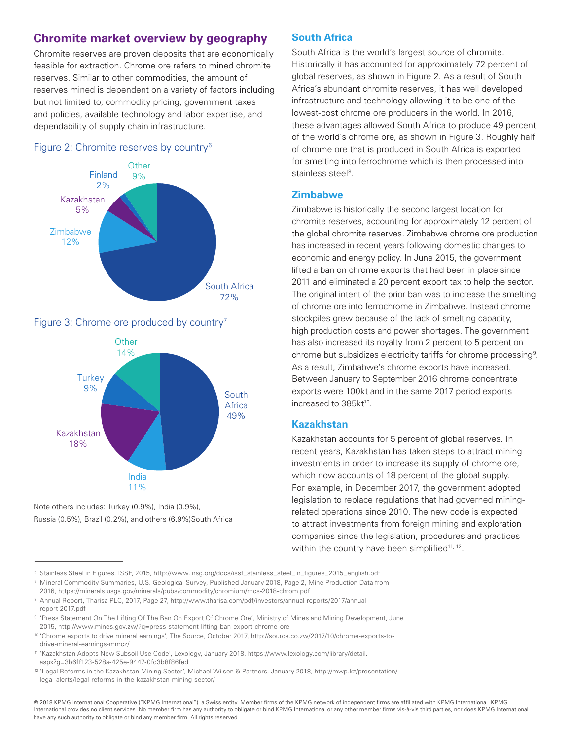## Chromite market overview by geography

Chromite reserves are proven deposits that are economically feasible for extraction. Chrome ore refers to mined chromite reserves. Similar to other commodities, the amount of reserves mined is dependent on a variety of factors including but not limited to; commodity pricing, government taxes and policies, available technology and labor expertise, and dependability of supply chain infrastructure.

Figure 2: Chromite reserves by country[6]

| Country | Share |
| --- | --- |
| South Africa | 72% |
| Zimbabwe | 12% |
| Kazakhstan | 5% |
| Finland | 2% |
| Other | 9% |

Figure 3: Chrome ore produced by country[7]

| Country | Share |
| --- | --- |
| South Africa | 49% |
| India | 11% |
| Kazakhstan | 18% |
| Turkey | 9% |
| Other | 14% |

Note others includes: Turkey (0.9%), India (0.9%), Russia (0.5%), Brazil (0.2%), and others (6.9%)South Africa

### South Africa

South Africa is the world's largest source of chromite. Historically it has accounted for approximately 72 percent of global reserves, as shown in Figure 2. As a result of South Africa's abundant chromite reserves, it has well developed infrastructure and technology allowing it to be one of the lowest-cost chrome ore producers in the world. In 2016, these advantages allowed South Africa to produce 49 percent of the world's chrome ore, as shown in Figure 3. Roughly half of chrome ore that is produced in South Africa is exported for smelting into ferrochrome which is then processed into stainless steel[8].

### Zimbabwe

Zimbabwe is historically the second largest location for chromite reserves, accounting for approximately 12 percent of the global chromite reserves. Zimbabwe chrome ore production has increased in recent years following domestic changes to economic and energy policy. In June 2015, the government lifted a ban on chrome exports that had been in place since 2011 and eliminated a 20 percent export tax to help the sector. The original intent of the prior ban was to increase the smelting of chrome ore into ferrochrome in Zimbabwe. Instead chrome stockpiles grew because of the lack of smelting capacity, high production costs and power shortages. The government has also increased its royalty from 2 percent to 5 percent on chrome but subsidizes electricity tariffs for chrome processing[9]. As a result, Zimbabwe's chrome exports have increased. Between January to September 2016 chrome concentrate exports were 100kt and in the same 2017 period exports increased to 385kt[10].

### Kazakhstan

Kazakhstan accounts for 5 percent of global reserves. In recent years, Kazakhstan has taken steps to attract mining investments in order to increase its supply of chrome ore, which now accounts of 18 percent of the global supply. For example, in December 2017, the government adopted legislation to replace regulations that had governed mining-related operations since 2010. The new code is expected to attract investments from foreign mining and exploration companies since the legislation, procedures and practices within the country have been simplified[11, 12].

---

[6] Stainless Steel in Figures, ISSF, 2015, http://www.insg.org/docs/issf_stainless_steel_in_figures_2015_english.pdf

[7] Mineral Commodity Summaries, U.S. Geological Survey, Published January 2018, Page 2, Mine Production Data from 2016, https://minerals.usgs.gov/minerals/pubs/commodity/chromium/mcs-2018-chrom.pdf

[8] Annual Report, Tharisa PLC, 2017, Page 27, http://www.tharisa.com/pdf/investors/annual-reports/2017/annual-report-2017.pdf

[9] 'Press Statement On The Lifting Of The Ban On Export Of Chrome Ore', Ministry of Mines and Mining Development, June 2015, http://www.mines.gov.zw/?q=press-statement-lifting-ban-export-chrome-ore

[10] 'Chrome exports to drive mineral earnings', The Source, October 2017, http://source.co.zw/2017/10/chrome-exports-to-drive-mineral-earnings-mmcz/

[11] 'Kazakhstan Adopts New Subsoil Use Code', Lexology, January 2018, https://www.lexology.com/library/detail.aspx?g=3b6ff123-528a-425e-9447-0fd3b8f86fed

[12] 'Legal Reforms in the Kazakhstan Mining Sector', Michael Wilson & Partners, January 2018, http://mwp.kz/presentation/legal-alerts/legal-reforms-in-the-kazakhstan-mining-sector/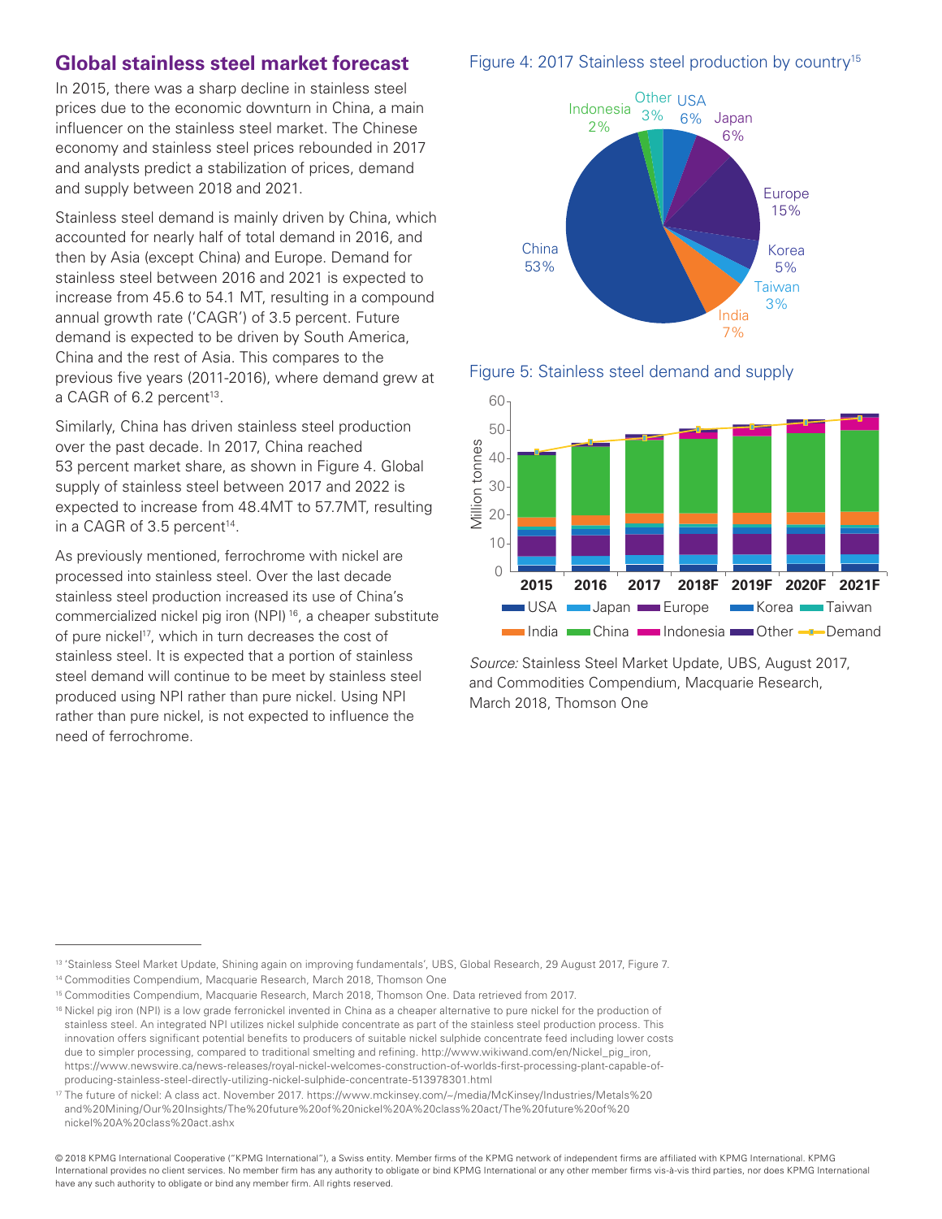## Global stainless steel market forecast

In 2015, there was a sharp decline in stainless steel prices due to the economic downturn in China, a main influencer on the stainless steel market. The Chinese economy and stainless steel prices rebounded in 2017 and analysts predict a stabilization of prices, demand and supply between 2018 and 2021.

Stainless steel demand is mainly driven by China, which accounted for nearly half of total demand in 2016, and then by Asia (except China) and Europe. Demand for stainless steel between 2016 and 2021 is expected to increase from 45.6 to 54.1 MT, resulting in a compound annual growth rate ('CAGR') of 3.5 percent. Future demand is expected to be driven by South America, China and the rest of Asia. This compares to the previous five years (2011-2016), where demand grew at a CAGR of 6.2 percent[13].

Similarly, China has driven stainless steel production over the past decade. In 2017, China reached 53 percent market share, as shown in Figure 4. Global supply of stainless steel between 2017 and 2022 is expected to increase from 48.4MT to 57.7MT, resulting in a CAGR of 3.5 percent[14].

As previously mentioned, ferrochrome with nickel are processed into stainless steel. Over the last decade stainless steel production increased its use of China's commercialized nickel pig iron (NPI)[16], a cheaper substitute of pure nickel[17], which in turn decreases the cost of stainless steel. It is expected that a portion of stainless steel demand will continue to be meet by stainless steel produced using NPI rather than pure nickel. Using NPI rather than pure nickel, is not expected to influence the need of ferrochrome.

Figure 4: 2017 Stainless steel production by country[15]

| Country | Share |
|---|---|
| China | 53% |
| Europe | 15% |
| India | 7% |
| USA | 6% |
| Japan | 6% |
| Korea | 5% |
| Taiwan | 3% |
| Other | 3% |
| Indonesia | 2% |

Figure 5: Stainless steel demand and supply

*Source:* Stainless Steel Market Update, UBS, August 2017, and Commodities Compendium, Macquarie Research, March 2018, Thomson One

---

[13] 'Stainless Steel Market Update, Shining again on improving fundamentals', UBS, Global Research, 29 August 2017, Figure 7.

[14] Commodities Compendium, Macquarie Research, March 2018, Thomson One

[15] Commodities Compendium, Macquarie Research, March 2018, Thomson One. Data retrieved from 2017.

[16] Nickel pig iron (NPI) is a low grade ferronickel invented in China as a cheaper alternative to pure nickel for the production of stainless steel. An integrated NPI utilizes nickel sulphide concentrate as part of the stainless steel production process. This innovation offers significant potential benefits to producers of suitable nickel sulphide concentrate feed including lower costs due to simpler processing, compared to traditional smelting and refining. http://www.wikiwand.com/en/Nickel_pig_iron, https://www.newswire.ca/news-releases/royal-nickel-welcomes-construction-of-worlds-first-processing-plant-capable-of-producing-stainless-steel-directly-utilizing-nickel-sulphide-concentrate-513978301.html

[17] The future of nickel: A class act. November 2017. https://www.mckinsey.com/~/media/McKinsey/Industries/Metals%20and%20Mining/Our%20Insights/The%20future%20of%20nickel%20A%20class%20act/The%20future%20of%20nickel%20A%20class%20act.ashx

© 2018 KPMG International Cooperative ("KPMG International"), a Swiss entity. Member firms of the KPMG network of independent firms are affiliated with KPMG International. KPMG International provides no client services. No member firm has any authority to obligate or bind KPMG International or any other member firms vis-à-vis third parties, nor does KPMG International have any such authority to obligate or bind any member firm. All rights reserved.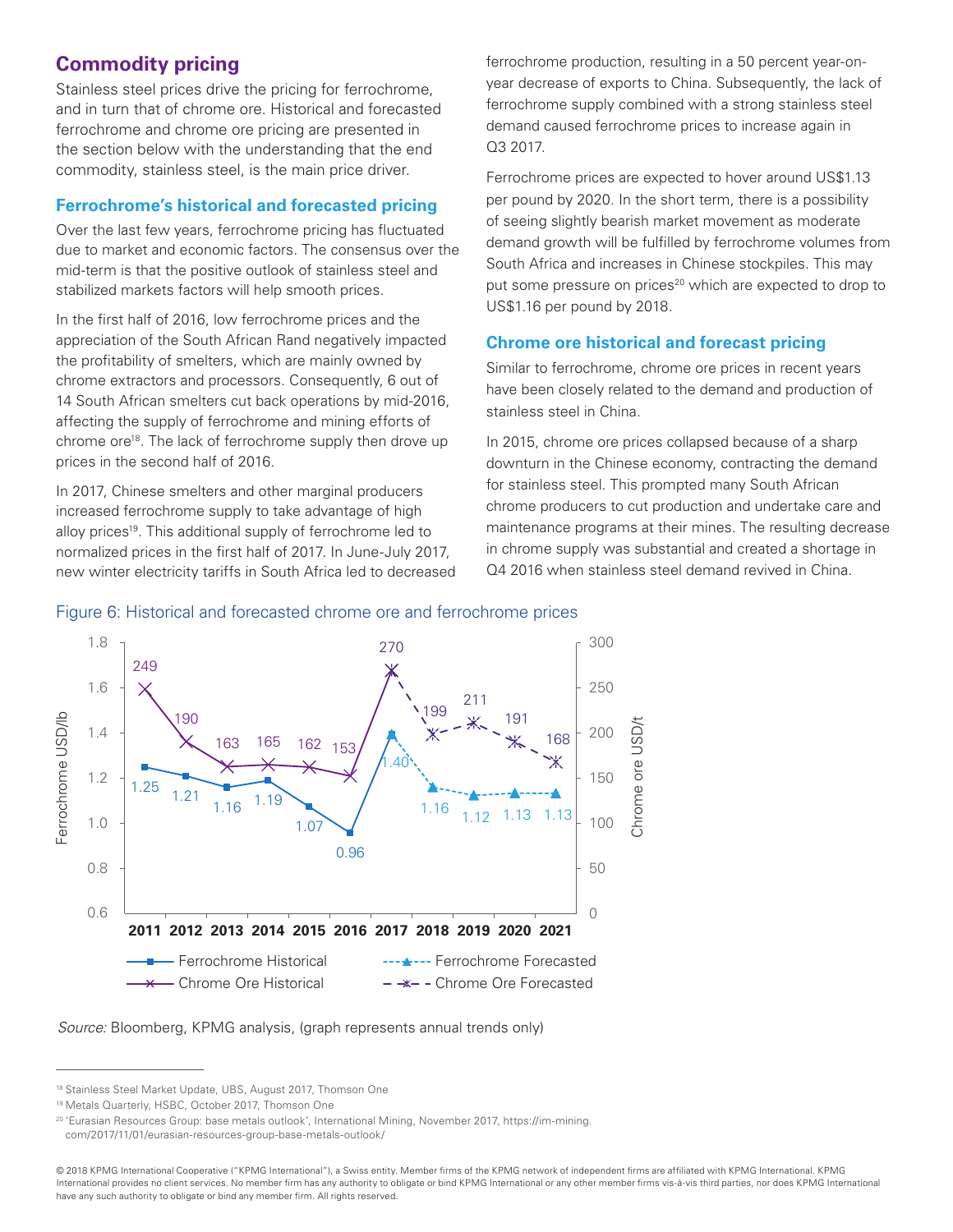## Commodity pricing

Stainless steel prices drive the pricing for ferrochrome, and in turn that of chrome ore. Historical and forecasted ferrochrome and chrome ore pricing are presented in the section below with the understanding that the end commodity, stainless steel, is the main price driver.

### Ferrochrome's historical and forecasted pricing

Over the last few years, ferrochrome pricing has fluctuated due to market and economic factors. The consensus over the mid-term is that the positive outlook of stainless steel and stabilized markets factors will help smooth prices.

In the first half of 2016, low ferrochrome prices and the appreciation of the South African Rand negatively impacted the profitability of smelters, which are mainly owned by chrome extractors and processors. Consequently, 6 out of 14 South African smelters cut back operations by mid-2016, affecting the supply of ferrochrome and mining efforts of chrome ore[18]. The lack of ferrochrome supply then drove up prices in the second half of 2016.

In 2017, Chinese smelters and other marginal producers increased ferrochrome supply to take advantage of high alloy prices[19]. This additional supply of ferrochrome led to normalized prices in the first half of 2017. In June-July 2017, new winter electricity tariffs in South Africa led to decreased ferrochrome production, resulting in a 50 percent year-on-year decrease of exports to China. Subsequently, the lack of ferrochrome supply combined with a strong stainless steel demand caused ferrochrome prices to increase again in Q3 2017.

Ferrochrome prices are expected to hover around US$1.13 per pound by 2020. In the short term, there is a possibility of seeing slightly bearish market movement as moderate demand growth will be fulfilled by ferrochrome volumes from South Africa and increases in Chinese stockpiles. This may put some pressure on prices[20] which are expected to drop to US$1.16 per pound by 2018.

### Chrome ore historical and forecast pricing

Similar to ferrochrome, chrome ore prices in recent years have been closely related to the demand and production of stainless steel in China.

In 2015, chrome ore prices collapsed because of a sharp downturn in the Chinese economy, contracting the demand for stainless steel. This prompted many South African chrome producers to cut production and undertake care and maintenance programs at their mines. The resulting decrease in chrome supply was substantial and created a shortage in Q4 2016 when stainless steel demand revived in China.

Figure 6: Historical and forecasted chrome ore and ferrochrome prices

| Year | Ferrochrome (USD/lb) | Chrome ore (USD/t) |
|---|---|---|
| 2011 | 1.25 | 249 |
| 2012 | 1.21 | 190 |
| 2013 | 1.16 | 163 |
| 2014 | 1.19 | 165 |
| 2015 | 1.07 | 162 |
| 2016 | 0.96 | 153 |
| 2017 | 1.40 | 270 |
| 2018 (forecast) | 1.16 | 199 |
| 2019 (forecast) | 1.12 | 211 |
| 2020 (forecast) | 1.13 | 191 |
| 2021 (forecast) | 1.13 | 168 |

*Source:* Bloomberg, KPMG analysis, (graph represents annual trends only)

---

[18] Stainless Steel Market Update, UBS, August 2017, Thomson One

[19] Metals Quarterly, HSBC, October 2017, Thomson One

[20] 'Eurasian Resources Group: base metals outlook', International Mining, November 2017, https://im-mining.com/2017/11/01/eurasian-resources-group-base-metals-outlook/

© 2018 KPMG International Cooperative ("KPMG International"), a Swiss entity. Member firms of the KPMG network of independent firms are affiliated with KPMG International. KPMG International provides no client services. No member firm has any authority to obligate or bind KPMG International or any other member firms vis-à-vis third parties, nor does KPMG International have any such authority to obligate or bind any member firm. All rights reserved.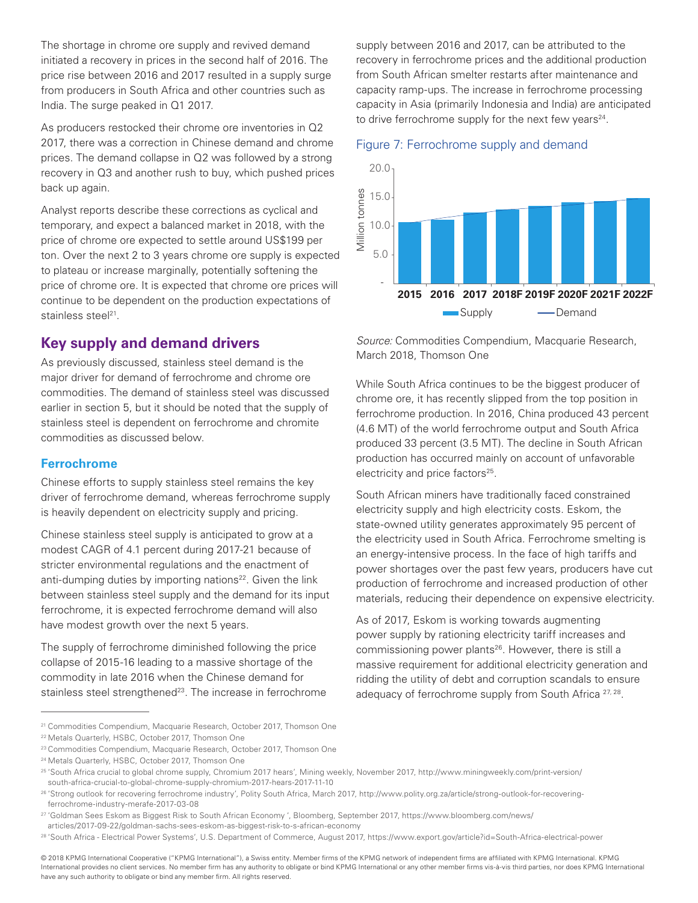The shortage in chrome ore supply and revived demand initiated a recovery in prices in the second half of 2016. The price rise between 2016 and 2017 resulted in a supply surge from producers in South Africa and other countries such as India. The surge peaked in Q1 2017.

As producers restocked their chrome ore inventories in Q2 2017, there was a correction in Chinese demand and chrome prices. The demand collapse in Q2 was followed by a strong recovery in Q3 and another rush to buy, which pushed prices back up again.

Analyst reports describe these corrections as cyclical and temporary, and expect a balanced market in 2018, with the price of chrome ore expected to settle around US$199 per ton. Over the next 2 to 3 years chrome ore supply is expected to plateau or increase marginally, potentially softening the price of chrome ore. It is expected that chrome ore prices will continue to be dependent on the production expectations of stainless steel[21].

## Key supply and demand drivers

As previously discussed, stainless steel demand is the major driver for demand of ferrochrome and chrome ore commodities. The demand of stainless steel was discussed earlier in section 5, but it should be noted that the supply of stainless steel is dependent on ferrochrome and chromite commodities as discussed below.

### Ferrochrome

Chinese efforts to supply stainless steel remains the key driver of ferrochrome demand, whereas ferrochrome supply is heavily dependent on electricity supply and pricing.

Chinese stainless steel supply is anticipated to grow at a modest CAGR of 4.1 percent during 2017-21 because of stricter environmental regulations and the enactment of anti-dumping duties by importing nations[22]. Given the link between stainless steel supply and the demand for its input ferrochrome, it is expected ferrochrome demand will also have modest growth over the next 5 years.

The supply of ferrochrome diminished following the price collapse of 2015-16 leading to a massive shortage of the commodity in late 2016 when the Chinese demand for stainless steel strengthened[23]. The increase in ferrochrome supply between 2016 and 2017, can be attributed to the recovery in ferrochrome prices and the additional production from South African smelter restarts after maintenance and capacity ramp-ups. The increase in ferrochrome processing capacity in Asia (primarily Indonesia and India) are anticipated to drive ferrochrome supply for the next few years[24].

Figure 7: Ferrochrome supply and demand

*Source:* Commodities Compendium, Macquarie Research, March 2018, Thomson One

While South Africa continues to be the biggest producer of chrome ore, it has recently slipped from the top position in ferrochrome production. In 2016, China produced 43 percent (4.6 MT) of the world ferrochrome output and South Africa produced 33 percent (3.5 MT). The decline in South African production has occurred mainly on account of unfavorable electricity and price factors[25].

South African miners have traditionally faced constrained electricity supply and high electricity costs. Eskom, the state-owned utility generates approximately 95 percent of the electricity used in South Africa. Ferrochrome smelting is an energy-intensive process. In the face of high tariffs and power shortages over the past few years, producers have cut production of ferrochrome and increased production of other materials, reducing their dependence on expensive electricity.

As of 2017, Eskom is working towards augmenting power supply by rationing electricity tariff increases and commissioning power plants[26]. However, there is still a massive requirement for additional electricity generation and ridding the utility of debt and corruption scandals to ensure adequacy of ferrochrome supply from South Africa [27, 28].

---

[21] Commodities Compendium, Macquarie Research, October 2017, Thomson One

[22] Metals Quarterly, HSBC, October 2017, Thomson One

[23] Commodities Compendium, Macquarie Research, October 2017, Thomson One

[24] Metals Quarterly, HSBC, October 2017, Thomson One

[25] 'South Africa crucial to global chrome supply, Chromium 2017 hears', Mining weekly, November 2017, http://www.miningweekly.com/print-version/south-africa-crucial-to-global-chrome-supply-chromium-2017-hears-2017-11-10

[26] 'Strong outlook for recovering ferrochrome industry', Polity South Africa, March 2017, http://www.polity.org.za/article/strong-outlook-for-recovering-ferrochrome-industry-merafe-2017-03-08

[27] 'Goldman Sees Eskom as Biggest Risk to South African Economy ', Bloomberg, September 2017, https://www.bloomberg.com/news/articles/2017-09-22/goldman-sachs-sees-eskom-as-biggest-risk-to-s-african-economy

[28] 'South Africa - Electrical Power Systems', U.S. Department of Commerce, August 2017, https://www.export.gov/article?id=South-Africa-electrical-power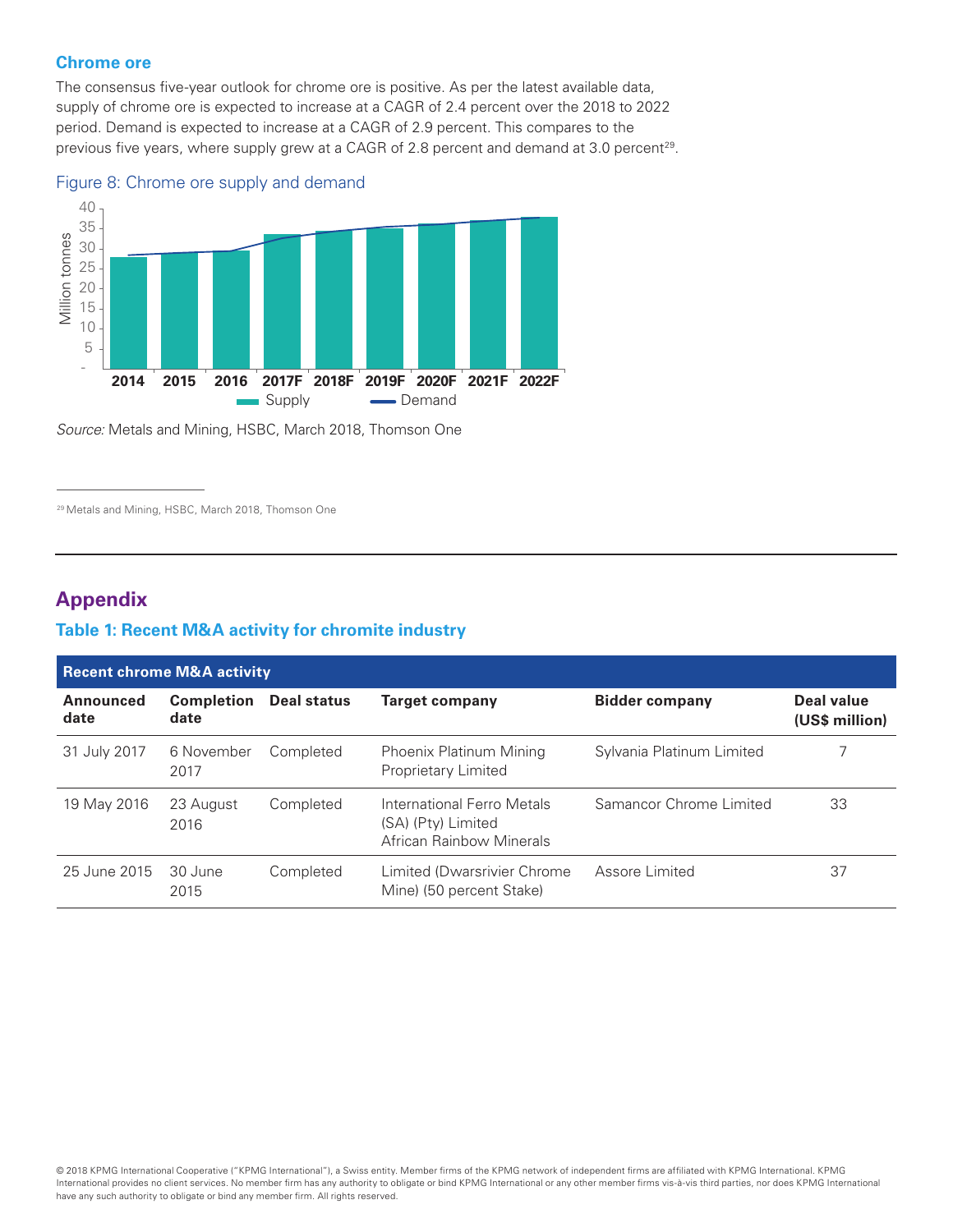### Chrome ore

The consensus five-year outlook for chrome ore is positive. As per the latest available data, supply of chrome ore is expected to increase at a CAGR of 2.4 percent over the 2018 to 2022 period. Demand is expected to increase at a CAGR of 2.9 percent. This compares to the previous five years, where supply grew at a CAGR of 2.8 percent and demand at 3.0 percent[29].

Figure 8: Chrome ore supply and demand

*Source:* Metals and Mining, HSBC, March 2018, Thomson One

[29] Metals and Mining, HSBC, March 2018, Thomson One

## Appendix

### Table 1: Recent M&A activity for chromite industry

| Recent chrome M&A activity | | | | | |
|---|---|---|---|---|---|
| **Announced date** | **Completion date** | **Deal status** | **Target company** | **Bidder company** | **Deal value (US$ million)** |
| 31 July 2017 | 6 November 2017 | Completed | Phoenix Platinum Mining Proprietary Limited | Sylvania Platinum Limited | 7 |
| 19 May 2016 | 23 August 2016 | Completed | International Ferro Metals (SA) (Pty) Limited African Rainbow Minerals | Samancor Chrome Limited | 33 |
| 25 June 2015 | 30 June 2015 | Completed | Limited (Dwarsrivier Chrome Mine) (50 percent Stake) | Assore Limited | 37 |

© 2018 KPMG International Cooperative ("KPMG International"), a Swiss entity. Member firms of the KPMG network of independent firms are affiliated with KPMG International. KPMG International provides no client services. No member firm has any authority to obligate or bind KPMG International or any other member firms vis-à-vis third parties, nor does KPMG International have any such authority to obligate or bind any member firm. All rights reserved.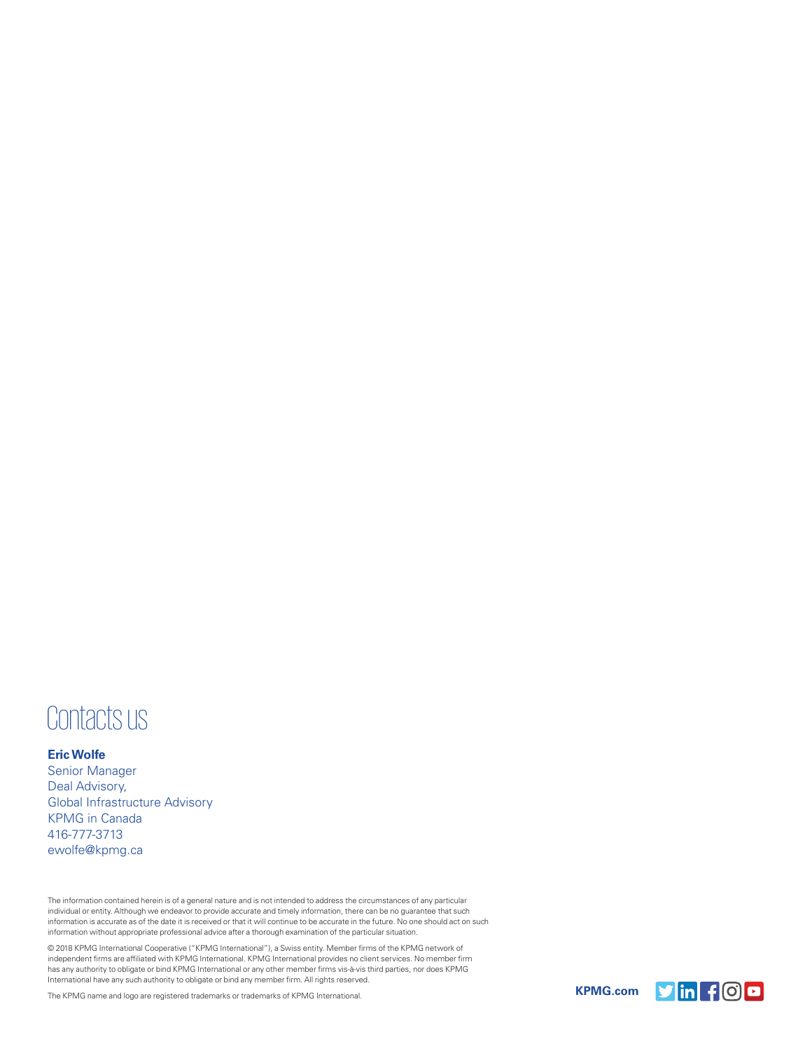# Contacts us

**Eric Wolfe**
Senior Manager
Deal Advisory,
Global Infrastructure Advisory
KPMG in Canada
416-777-3713
ewolfe@kpmg.ca

The information contained herein is of a general nature and is not intended to address the circumstances of any particular individual or entity. Although we endeavor to provide accurate and timely information, there can be no guarantee that such information is accurate as of the date it is received or that it will continue to be accurate in the future. No one should act on such information without appropriate professional advice after a thorough examination of the particular situation.

© 2018 KPMG International Cooperative ("KPMG International"), a Swiss entity. Member firms of the KPMG network of independent firms are affiliated with KPMG International. KPMG International provides no client services. No member firm has any authority to obligate or bind KPMG International or any other member firms vis-à-vis third parties, nor does KPMG International have any such authority to obligate or bind any member firm. All rights reserved.

The KPMG name and logo are registered trademarks or trademarks of KPMG International.

**KPMG.com**